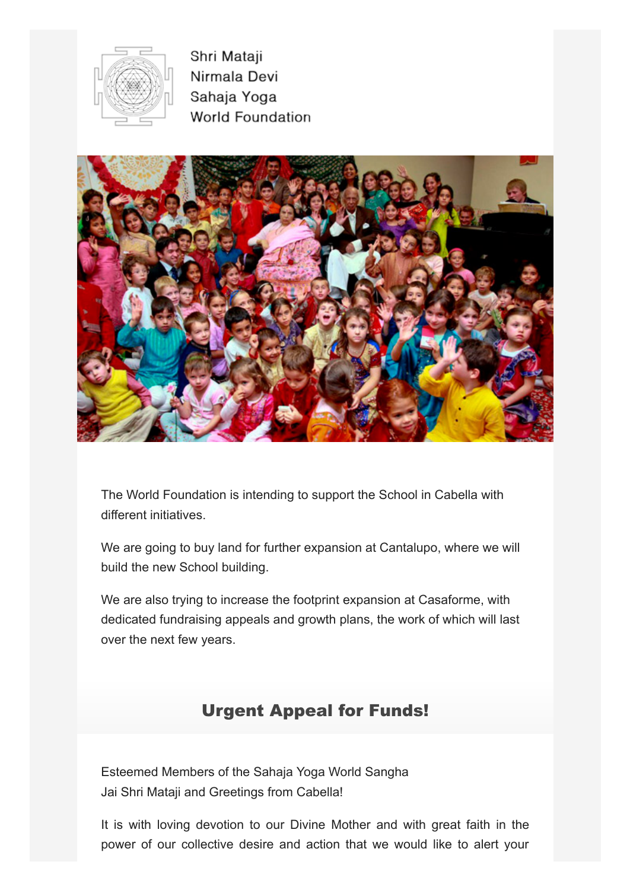Shri Mataji
Nirmala Devi
Sahaja Yoga
World Foundation

The World Foundation is intending to support the School in Cabella with different initiatives.

We are going to buy land for further expansion at Cantalupo, where we will build the new School building.

We are also trying to increase the footprint expansion at Casaforme, with dedicated fundraising appeals and growth plans, the work of which will last over the next few years.

## Urgent Appeal for Funds!

Esteemed Members of the Sahaja Yoga World Sangha
Jai Shri Mataji and Greetings from Cabella!

It is with loving devotion to our Divine Mother and with great faith in the power of our collective desire and action that we would like to alert your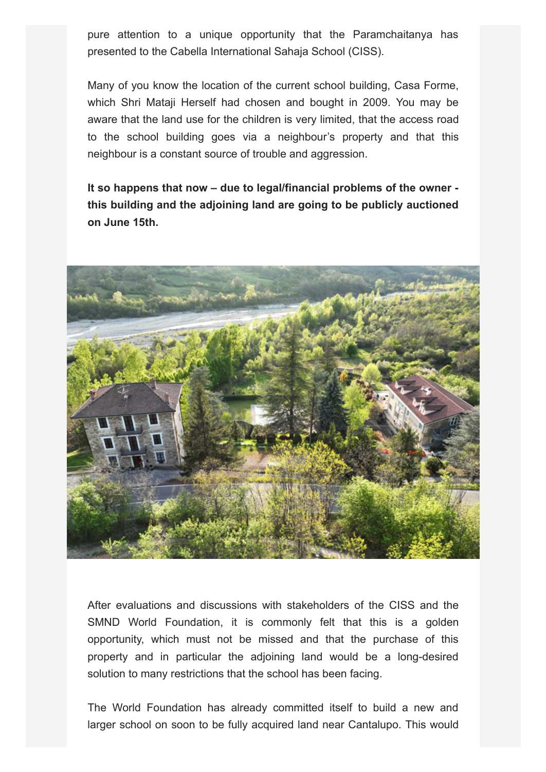pure attention to a unique opportunity that the Paramchaitanya has presented to the Cabella International Sahaja School (CISS).

Many of you know the location of the current school building, Casa Forme, which Shri Mataji Herself had chosen and bought in 2009. You may be aware that the land use for the children is very limited, that the access road to the school building goes via a neighbour's property and that this neighbour is a constant source of trouble and aggression.

**It so happens that now – due to legal/financial problems of the owner - this building and the adjoining land are going to be publicly auctioned on June 15th.**

After evaluations and discussions with stakeholders of the CISS and the SMND World Foundation, it is commonly felt that this is a golden opportunity, which must not be missed and that the purchase of this property and in particular the adjoining land would be a long-desired solution to many restrictions that the school has been facing.

The World Foundation has already committed itself to build a new and larger school on soon to be fully acquired land near Cantalupo. This would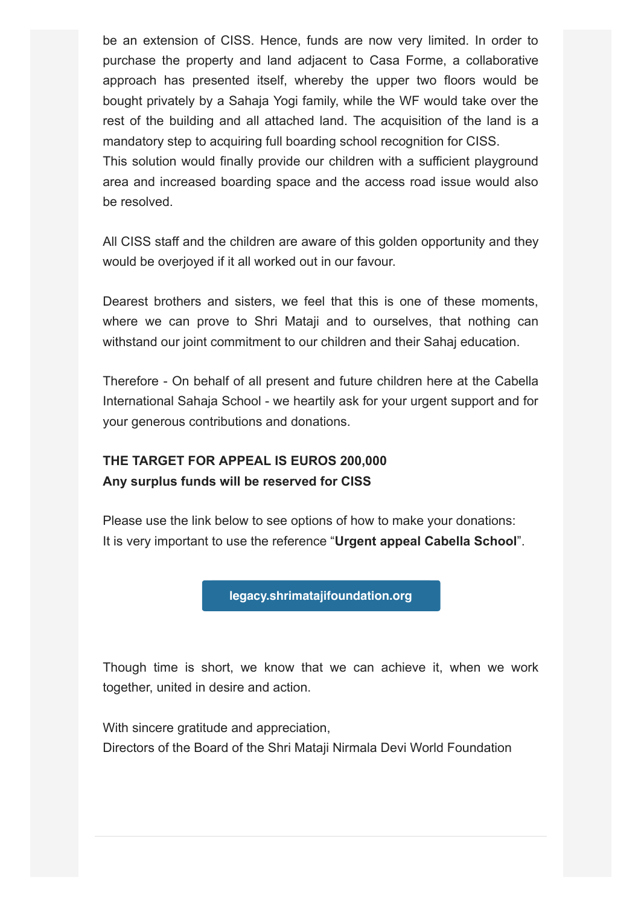be an extension of CISS. Hence, funds are now very limited. In order to purchase the property and land adjacent to Casa Forme, a collaborative approach has presented itself, whereby the upper two floors would be bought privately by a Sahaja Yogi family, while the WF would take over the rest of the building and all attached land. The acquisition of the land is a mandatory step to acquiring full boarding school recognition for CISS.
This solution would finally provide our children with a sufficient playground area and increased boarding space and the access road issue would also be resolved.

All CISS staff and the children are aware of this golden opportunity and they would be overjoyed if it all worked out in our favour.

Dearest brothers and sisters, we feel that this is one of these moments, where we can prove to Shri Mataji and to ourselves, that nothing can withstand our joint commitment to our children and their Sahaj education.

Therefore - On behalf of all present and future children here at the Cabella International Sahaja School - we heartily ask for your urgent support and for your generous contributions and donations.

**THE TARGET FOR APPEAL IS EUROS 200,000**
**Any surplus funds will be reserved for CISS**

Please use the link below to see options of how to make your donations:
It is very important to use the reference "**Urgent appeal Cabella School**".

**legacy.shrimatajifoundation.org**

Though time is short, we know that we can achieve it, when we work together, united in desire and action.

With sincere gratitude and appreciation,
Directors of the Board of the Shri Mataji Nirmala Devi World Foundation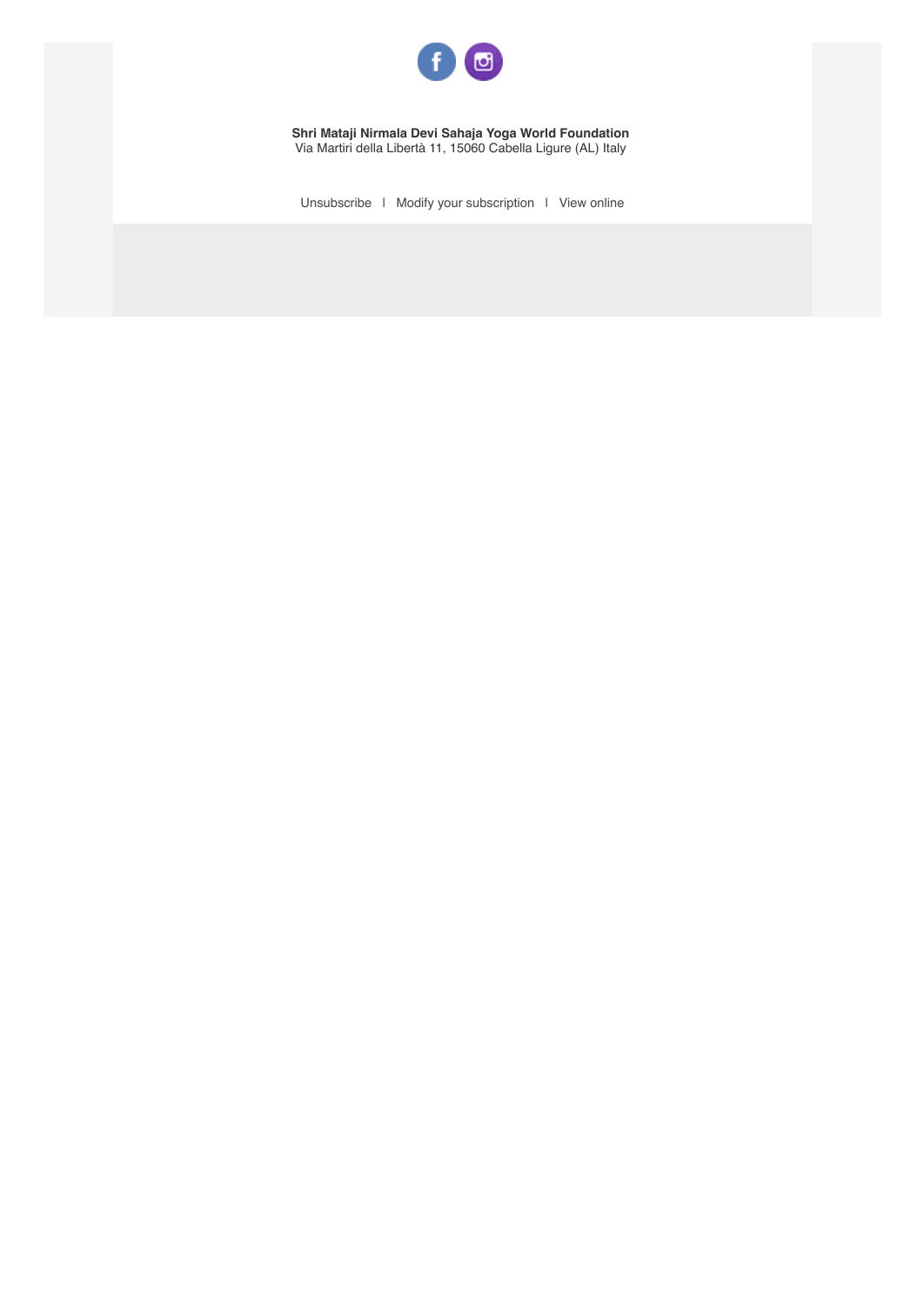**Shri Mataji Nirmala Devi Sahaja Yoga World Foundation**
Via Martiri della Libertà 11, 15060 Cabella Ligure (AL) Italy

Unsubscribe | Modify your subscription | View online